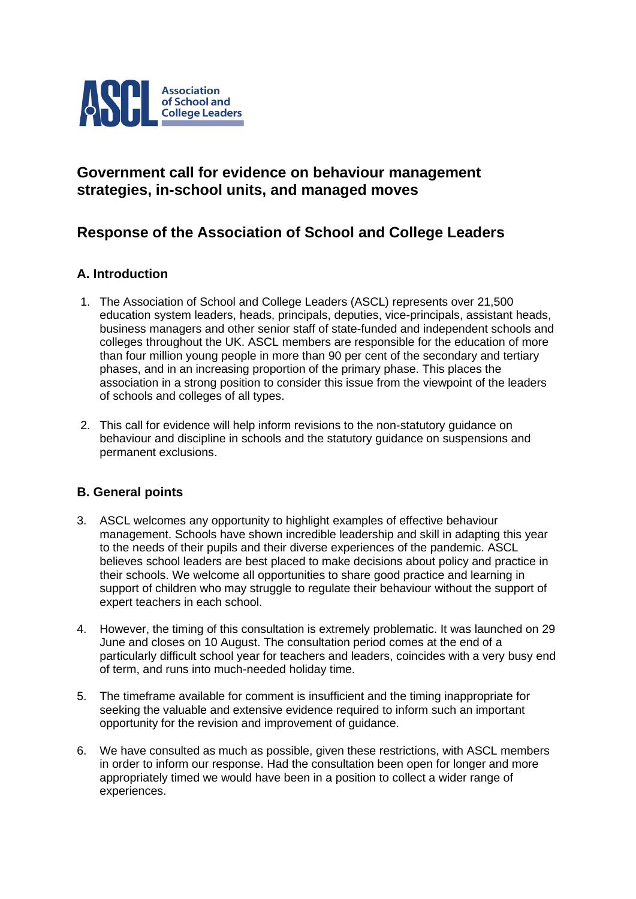ASCL Association of School and College Leaders

# Government call for evidence on behaviour management strategies, in-school units, and managed moves

# Response of the Association of School and College Leaders

## A. Introduction

1. The Association of School and College Leaders (ASCL) represents over 21,500 education system leaders, heads, principals, deputies, vice-principals, assistant heads, business managers and other senior staff of state-funded and independent schools and colleges throughout the UK. ASCL members are responsible for the education of more than four million young people in more than 90 per cent of the secondary and tertiary phases, and in an increasing proportion of the primary phase. This places the association in a strong position to consider this issue from the viewpoint of the leaders of schools and colleges of all types.

2. This call for evidence will help inform revisions to the non-statutory guidance on behaviour and discipline in schools and the statutory guidance on suspensions and permanent exclusions.

## B. General points

3. ASCL welcomes any opportunity to highlight examples of effective behaviour management. Schools have shown incredible leadership and skill in adapting this year to the needs of their pupils and their diverse experiences of the pandemic. ASCL believes school leaders are best placed to make decisions about policy and practice in their schools. We welcome all opportunities to share good practice and learning in support of children who may struggle to regulate their behaviour without the support of expert teachers in each school.

4. However, the timing of this consultation is extremely problematic. It was launched on 29 June and closes on 10 August. The consultation period comes at the end of a particularly difficult school year for teachers and leaders, coincides with a very busy end of term, and runs into much-needed holiday time.

5. The timeframe available for comment is insufficient and the timing inappropriate for seeking the valuable and extensive evidence required to inform such an important opportunity for the revision and improvement of guidance.

6. We have consulted as much as possible, given these restrictions, with ASCL members in order to inform our response. Had the consultation been open for longer and more appropriately timed we would have been in a position to collect a wider range of experiences.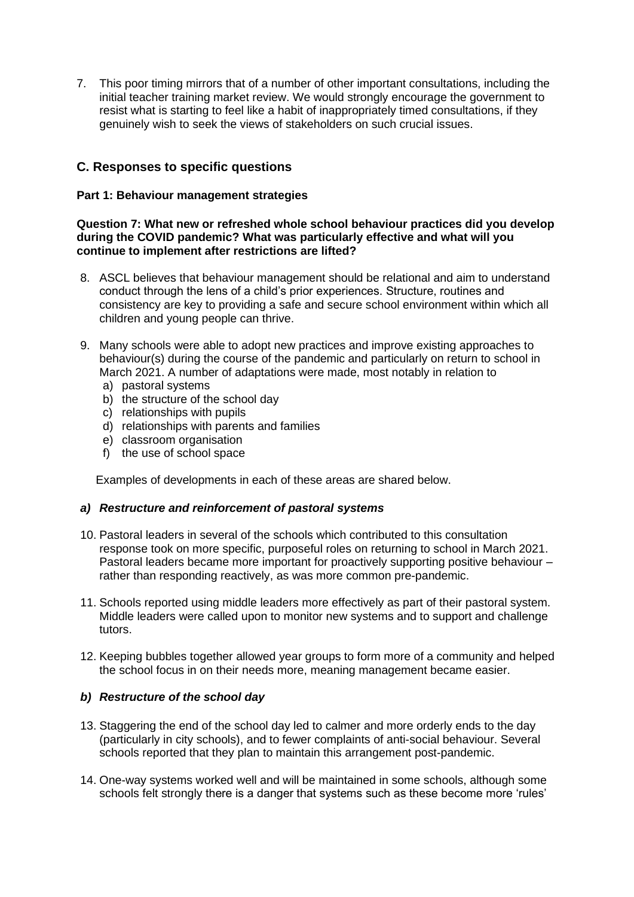7. This poor timing mirrors that of a number of other important consultations, including the initial teacher training market review. We would strongly encourage the government to resist what is starting to feel like a habit of inappropriately timed consultations, if they genuinely wish to seek the views of stakeholders on such crucial issues.

## C. Responses to specific questions

### Part 1: Behaviour management strategies

**Question 7: What new or refreshed whole school behaviour practices did you develop during the COVID pandemic? What was particularly effective and what will you continue to implement after restrictions are lifted?**

8. ASCL believes that behaviour management should be relational and aim to understand conduct through the lens of a child's prior experiences. Structure, routines and consistency are key to providing a safe and secure school environment within which all children and young people can thrive.

9. Many schools were able to adopt new practices and improve existing approaches to behaviour(s) during the course of the pandemic and particularly on return to school in March 2021. A number of adaptations were made, most notably in relation to
   a) pastoral systems
   b) the structure of the school day
   c) relationships with pupils
   d) relationships with parents and families
   e) classroom organisation
   f) the use of school space

   Examples of developments in each of these areas are shared below.

#### *a) Restructure and reinforcement of pastoral systems*

10. Pastoral leaders in several of the schools which contributed to this consultation response took on more specific, purposeful roles on returning to school in March 2021. Pastoral leaders became more important for proactively supporting positive behaviour – rather than responding reactively, as was more common pre-pandemic.

11. Schools reported using middle leaders more effectively as part of their pastoral system. Middle leaders were called upon to monitor new systems and to support and challenge tutors.

12. Keeping bubbles together allowed year groups to form more of a community and helped the school focus in on their needs more, meaning management became easier.

#### *b) Restructure of the school day*

13. Staggering the end of the school day led to calmer and more orderly ends to the day (particularly in city schools), and to fewer complaints of anti-social behaviour. Several schools reported that they plan to maintain this arrangement post-pandemic.

14. One-way systems worked well and will be maintained in some schools, although some schools felt strongly there is a danger that systems such as these become more 'rules'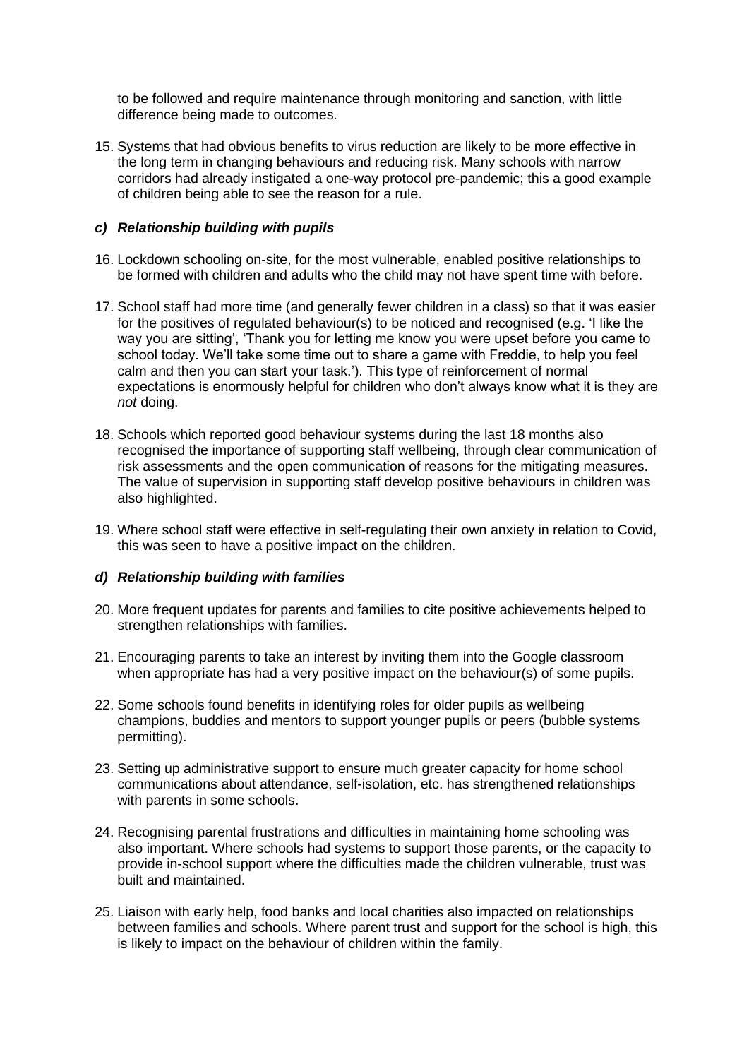to be followed and require maintenance through monitoring and sanction, with little difference being made to outcomes.

15. Systems that had obvious benefits to virus reduction are likely to be more effective in the long term in changing behaviours and reducing risk. Many schools with narrow corridors had already instigated a one-way protocol pre-pandemic; this a good example of children being able to see the reason for a rule.

### *c) Relationship building with pupils*

16. Lockdown schooling on-site, for the most vulnerable, enabled positive relationships to be formed with children and adults who the child may not have spent time with before.

17. School staff had more time (and generally fewer children in a class) so that it was easier for the positives of regulated behaviour(s) to be noticed and recognised (e.g. 'I like the way you are sitting', 'Thank you for letting me know you were upset before you came to school today. We'll take some time out to share a game with Freddie, to help you feel calm and then you can start your task.'). This type of reinforcement of normal expectations is enormously helpful for children who don't always know what it is they are *not* doing.

18. Schools which reported good behaviour systems during the last 18 months also recognised the importance of supporting staff wellbeing, through clear communication of risk assessments and the open communication of reasons for the mitigating measures. The value of supervision in supporting staff develop positive behaviours in children was also highlighted.

19. Where school staff were effective in self-regulating their own anxiety in relation to Covid, this was seen to have a positive impact on the children.

### *d) Relationship building with families*

20. More frequent updates for parents and families to cite positive achievements helped to strengthen relationships with families.

21. Encouraging parents to take an interest by inviting them into the Google classroom when appropriate has had a very positive impact on the behaviour(s) of some pupils.

22. Some schools found benefits in identifying roles for older pupils as wellbeing champions, buddies and mentors to support younger pupils or peers (bubble systems permitting).

23. Setting up administrative support to ensure much greater capacity for home school communications about attendance, self-isolation, etc. has strengthened relationships with parents in some schools.

24. Recognising parental frustrations and difficulties in maintaining home schooling was also important. Where schools had systems to support those parents, or the capacity to provide in-school support where the difficulties made the children vulnerable, trust was built and maintained.

25. Liaison with early help, food banks and local charities also impacted on relationships between families and schools. Where parent trust and support for the school is high, this is likely to impact on the behaviour of children within the family.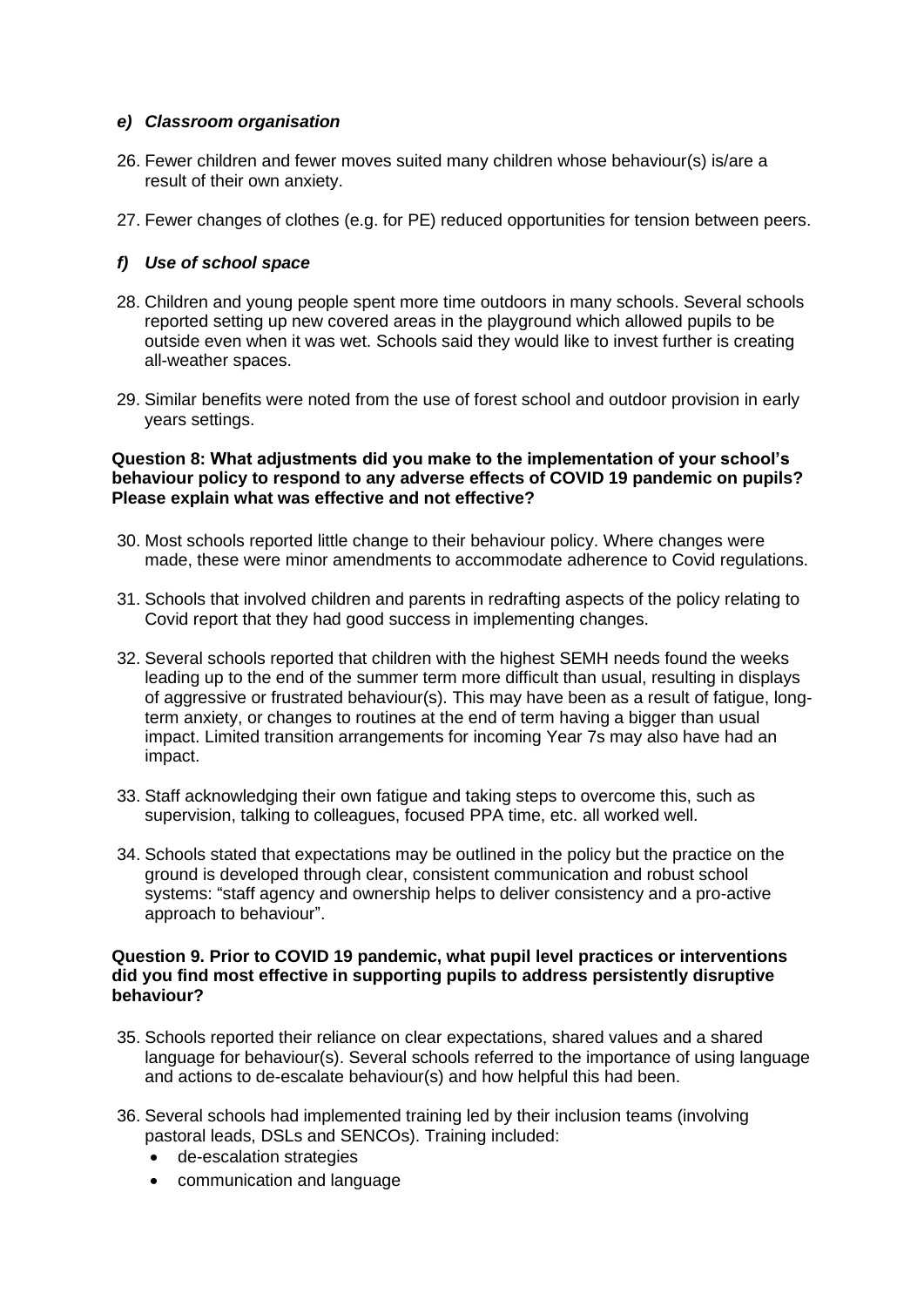### *e) Classroom organisation*

26. Fewer children and fewer moves suited many children whose behaviour(s) is/are a result of their own anxiety.

27. Fewer changes of clothes (e.g. for PE) reduced opportunities for tension between peers.

### *f) Use of school space*

28. Children and young people spent more time outdoors in many schools. Several schools reported setting up new covered areas in the playground which allowed pupils to be outside even when it was wet. Schools said they would like to invest further is creating all-weather spaces.

29. Similar benefits were noted from the use of forest school and outdoor provision in early years settings.

**Question 8: What adjustments did you make to the implementation of your school's behaviour policy to respond to any adverse effects of COVID 19 pandemic on pupils? Please explain what was effective and not effective?**

30. Most schools reported little change to their behaviour policy. Where changes were made, these were minor amendments to accommodate adherence to Covid regulations.

31. Schools that involved children and parents in redrafting aspects of the policy relating to Covid report that they had good success in implementing changes.

32. Several schools reported that children with the highest SEMH needs found the weeks leading up to the end of the summer term more difficult than usual, resulting in displays of aggressive or frustrated behaviour(s). This may have been as a result of fatigue, long-term anxiety, or changes to routines at the end of term having a bigger than usual impact. Limited transition arrangements for incoming Year 7s may also have had an impact.

33. Staff acknowledging their own fatigue and taking steps to overcome this, such as supervision, talking to colleagues, focused PPA time, etc. all worked well.

34. Schools stated that expectations may be outlined in the policy but the practice on the ground is developed through clear, consistent communication and robust school systems: "staff agency and ownership helps to deliver consistency and a pro-active approach to behaviour".

**Question 9. Prior to COVID 19 pandemic, what pupil level practices or interventions did you find most effective in supporting pupils to address persistently disruptive behaviour?**

35. Schools reported their reliance on clear expectations, shared values and a shared language for behaviour(s). Several schools referred to the importance of using language and actions to de-escalate behaviour(s) and how helpful this had been.

36. Several schools had implemented training led by their inclusion teams (involving pastoral leads, DSLs and SENCOs). Training included:
    - de-escalation strategies
    - communication and language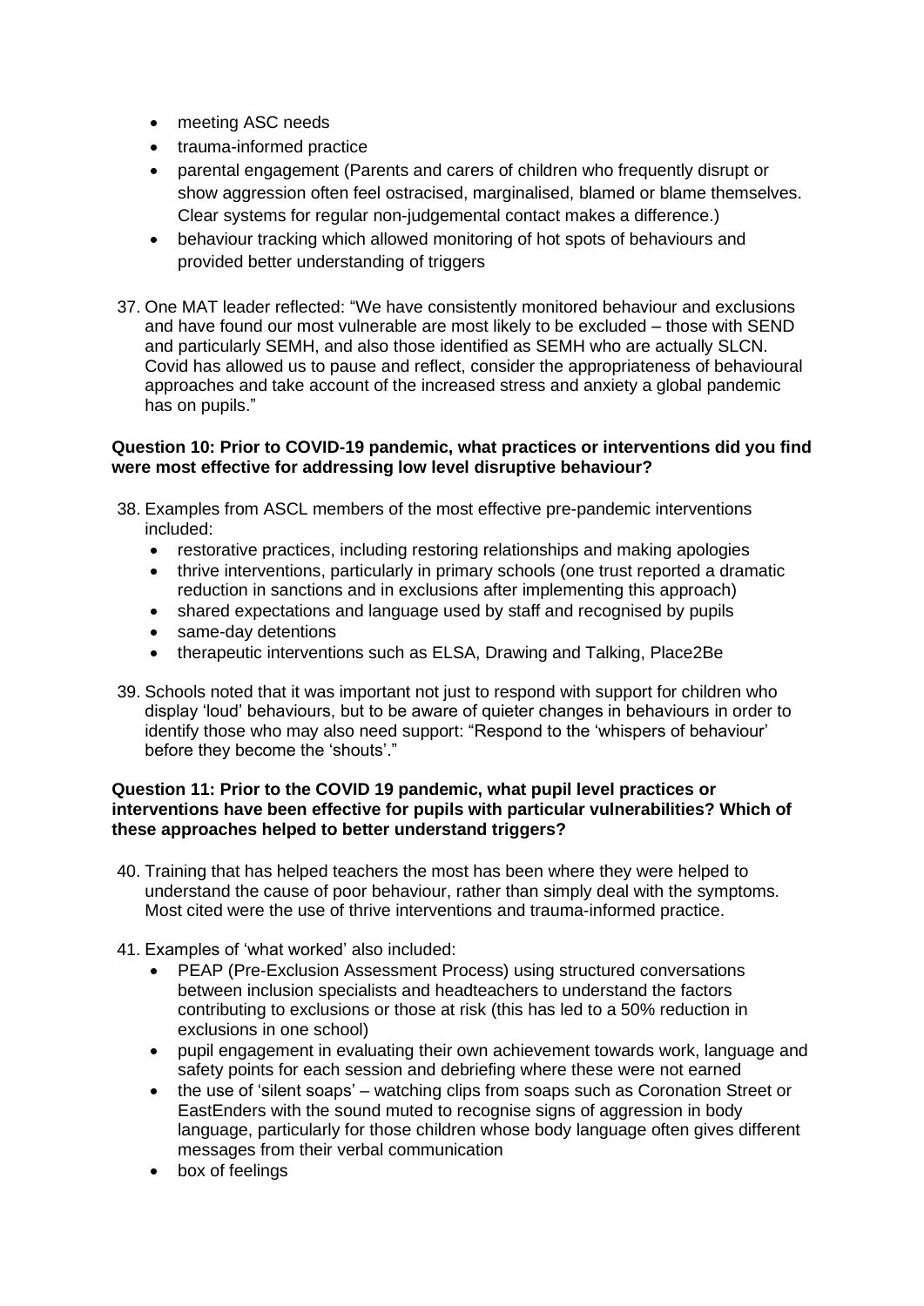- meeting ASC needs
- trauma-informed practice
- parental engagement (Parents and carers of children who frequently disrupt or show aggression often feel ostracised, marginalised, blamed or blame themselves. Clear systems for regular non-judgemental contact makes a difference.)
- behaviour tracking which allowed monitoring of hot spots of behaviours and provided better understanding of triggers

37. One MAT leader reflected: "We have consistently monitored behaviour and exclusions and have found our most vulnerable are most likely to be excluded – those with SEND and particularly SEMH, and also those identified as SEMH who are actually SLCN. Covid has allowed us to pause and reflect, consider the appropriateness of behavioural approaches and take account of the increased stress and anxiety a global pandemic has on pupils."

**Question 10: Prior to COVID-19 pandemic, what practices or interventions did you find were most effective for addressing low level disruptive behaviour?**

38. Examples from ASCL members of the most effective pre-pandemic interventions included:
    - restorative practices, including restoring relationships and making apologies
    - thrive interventions, particularly in primary schools (one trust reported a dramatic reduction in sanctions and in exclusions after implementing this approach)
    - shared expectations and language used by staff and recognised by pupils
    - same-day detentions
    - therapeutic interventions such as ELSA, Drawing and Talking, Place2Be

39. Schools noted that it was important not just to respond with support for children who display 'loud' behaviours, but to be aware of quieter changes in behaviours in order to identify those who may also need support: "Respond to the 'whispers of behaviour' before they become the 'shouts'."

**Question 11: Prior to the COVID 19 pandemic, what pupil level practices or interventions have been effective for pupils with particular vulnerabilities? Which of these approaches helped to better understand triggers?**

40. Training that has helped teachers the most has been where they were helped to understand the cause of poor behaviour, rather than simply deal with the symptoms. Most cited were the use of thrive interventions and trauma-informed practice.

41. Examples of 'what worked' also included:
    - PEAP (Pre-Exclusion Assessment Process) using structured conversations between inclusion specialists and headteachers to understand the factors contributing to exclusions or those at risk (this has led to a 50% reduction in exclusions in one school)
    - pupil engagement in evaluating their own achievement towards work, language and safety points for each session and debriefing where these were not earned
    - the use of 'silent soaps' – watching clips from soaps such as Coronation Street or EastEnders with the sound muted to recognise signs of aggression in body language, particularly for those children whose body language often gives different messages from their verbal communication
    - box of feelings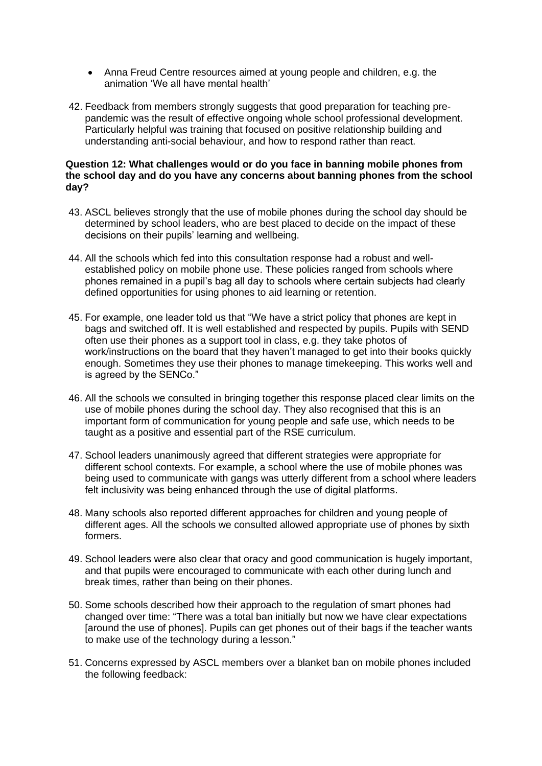- Anna Freud Centre resources aimed at young people and children, e.g. the animation 'We all have mental health'

42. Feedback from members strongly suggests that good preparation for teaching pre-pandemic was the result of effective ongoing whole school professional development. Particularly helpful was training that focused on positive relationship building and understanding anti-social behaviour, and how to respond rather than react.

**Question 12: What challenges would or do you face in banning mobile phones from the school day and do you have any concerns about banning phones from the school day?**

43. ASCL believes strongly that the use of mobile phones during the school day should be determined by school leaders, who are best placed to decide on the impact of these decisions on their pupils' learning and wellbeing.

44. All the schools which fed into this consultation response had a robust and well-established policy on mobile phone use. These policies ranged from schools where phones remained in a pupil's bag all day to schools where certain subjects had clearly defined opportunities for using phones to aid learning or retention.

45. For example, one leader told us that "We have a strict policy that phones are kept in bags and switched off. It is well established and respected by pupils. Pupils with SEND often use their phones as a support tool in class, e.g. they take photos of work/instructions on the board that they haven't managed to get into their books quickly enough. Sometimes they use their phones to manage timekeeping. This works well and is agreed by the SENCo."

46. All the schools we consulted in bringing together this response placed clear limits on the use of mobile phones during the school day. They also recognised that this is an important form of communication for young people and safe use, which needs to be taught as a positive and essential part of the RSE curriculum.

47. School leaders unanimously agreed that different strategies were appropriate for different school contexts. For example, a school where the use of mobile phones was being used to communicate with gangs was utterly different from a school where leaders felt inclusivity was being enhanced through the use of digital platforms.

48. Many schools also reported different approaches for children and young people of different ages. All the schools we consulted allowed appropriate use of phones by sixth formers.

49. School leaders were also clear that oracy and good communication is hugely important, and that pupils were encouraged to communicate with each other during lunch and break times, rather than being on their phones.

50. Some schools described how their approach to the regulation of smart phones had changed over time: "There was a total ban initially but now we have clear expectations [around the use of phones]. Pupils can get phones out of their bags if the teacher wants to make use of the technology during a lesson."

51. Concerns expressed by ASCL members over a blanket ban on mobile phones included the following feedback: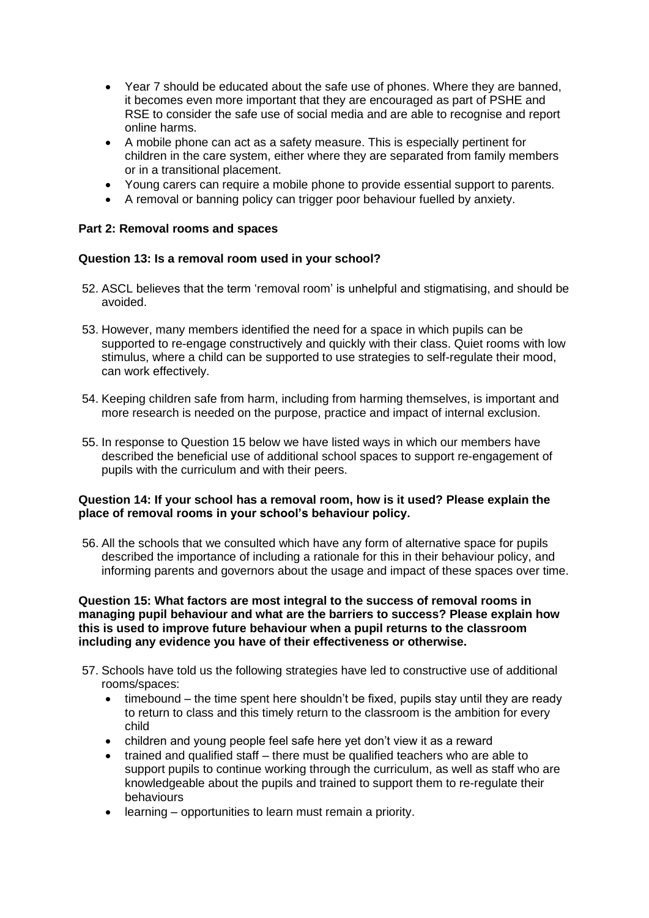- Year 7 should be educated about the safe use of phones. Where they are banned, it becomes even more important that they are encouraged as part of PSHE and RSE to consider the safe use of social media and are able to recognise and report online harms.
- A mobile phone can act as a safety measure. This is especially pertinent for children in the care system, either where they are separated from family members or in a transitional placement.
- Young carers can require a mobile phone to provide essential support to parents.
- A removal or banning policy can trigger poor behaviour fuelled by anxiety.

**Part 2: Removal rooms and spaces**

**Question 13: Is a removal room used in your school?**

52. ASCL believes that the term 'removal room' is unhelpful and stigmatising, and should be avoided.

53. However, many members identified the need for a space in which pupils can be supported to re-engage constructively and quickly with their class. Quiet rooms with low stimulus, where a child can be supported to use strategies to self-regulate their mood, can work effectively.

54. Keeping children safe from harm, including from harming themselves, is important and more research is needed on the purpose, practice and impact of internal exclusion.

55. In response to Question 15 below we have listed ways in which our members have described the beneficial use of additional school spaces to support re-engagement of pupils with the curriculum and with their peers.

**Question 14: If your school has a removal room, how is it used? Please explain the place of removal rooms in your school's behaviour policy.**

56. All the schools that we consulted which have any form of alternative space for pupils described the importance of including a rationale for this in their behaviour policy, and informing parents and governors about the usage and impact of these spaces over time.

**Question 15: What factors are most integral to the success of removal rooms in managing pupil behaviour and what are the barriers to success? Please explain how this is used to improve future behaviour when a pupil returns to the classroom including any evidence you have of their effectiveness or otherwise.**

57. Schools have told us the following strategies have led to constructive use of additional rooms/spaces:
    - timebound – the time spent here shouldn't be fixed, pupils stay until they are ready to return to class and this timely return to the classroom is the ambition for every child
    - children and young people feel safe here yet don't view it as a reward
    - trained and qualified staff – there must be qualified teachers who are able to support pupils to continue working through the curriculum, as well as staff who are knowledgeable about the pupils and trained to support them to re-regulate their behaviours
    - learning – opportunities to learn must remain a priority.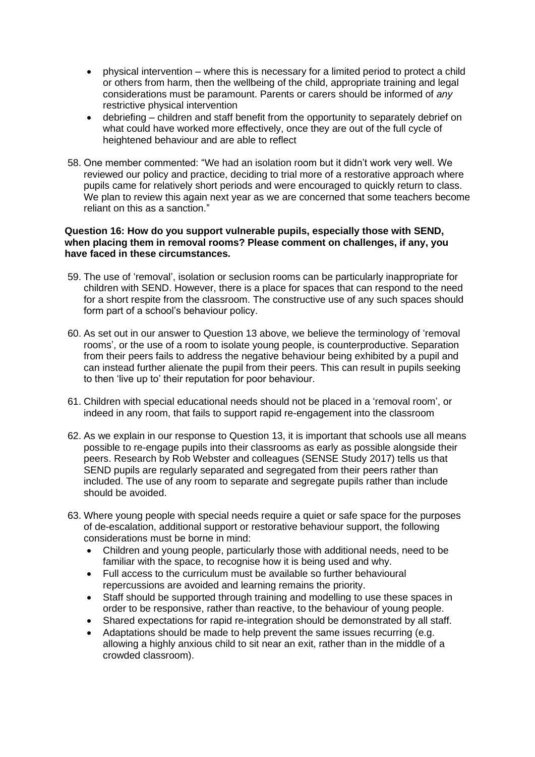- physical intervention – where this is necessary for a limited period to protect a child or others from harm, then the wellbeing of the child, appropriate training and legal considerations must be paramount. Parents or carers should be informed of *any* restrictive physical intervention
- debriefing – children and staff benefit from the opportunity to separately debrief on what could have worked more effectively, once they are out of the full cycle of heightened behaviour and are able to reflect

58. One member commented: "We had an isolation room but it didn't work very well. We reviewed our policy and practice, deciding to trial more of a restorative approach where pupils came for relatively short periods and were encouraged to quickly return to class. We plan to review this again next year as we are concerned that some teachers become reliant on this as a sanction."

**Question 16: How do you support vulnerable pupils, especially those with SEND, when placing them in removal rooms? Please comment on challenges, if any, you have faced in these circumstances.**

59. The use of 'removal', isolation or seclusion rooms can be particularly inappropriate for children with SEND. However, there is a place for spaces that can respond to the need for a short respite from the classroom. The constructive use of any such spaces should form part of a school's behaviour policy.

60. As set out in our answer to Question 13 above, we believe the terminology of 'removal rooms', or the use of a room to isolate young people, is counterproductive. Separation from their peers fails to address the negative behaviour being exhibited by a pupil and can instead further alienate the pupil from their peers. This can result in pupils seeking to then 'live up to' their reputation for poor behaviour.

61. Children with special educational needs should not be placed in a 'removal room', or indeed in any room, that fails to support rapid re-engagement into the classroom

62. As we explain in our response to Question 13, it is important that schools use all means possible to re-engage pupils into their classrooms as early as possible alongside their peers. Research by Rob Webster and colleagues (SENSE Study 2017) tells us that SEND pupils are regularly separated and segregated from their peers rather than included. The use of any room to separate and segregate pupils rather than include should be avoided.

63. Where young people with special needs require a quiet or safe space for the purposes of de-escalation, additional support or restorative behaviour support, the following considerations must be borne in mind:
    - Children and young people, particularly those with additional needs, need to be familiar with the space, to recognise how it is being used and why.
    - Full access to the curriculum must be available so further behavioural repercussions are avoided and learning remains the priority.
    - Staff should be supported through training and modelling to use these spaces in order to be responsive, rather than reactive, to the behaviour of young people.
    - Shared expectations for rapid re-integration should be demonstrated by all staff.
    - Adaptations should be made to help prevent the same issues recurring (e.g. allowing a highly anxious child to sit near an exit, rather than in the middle of a crowded classroom).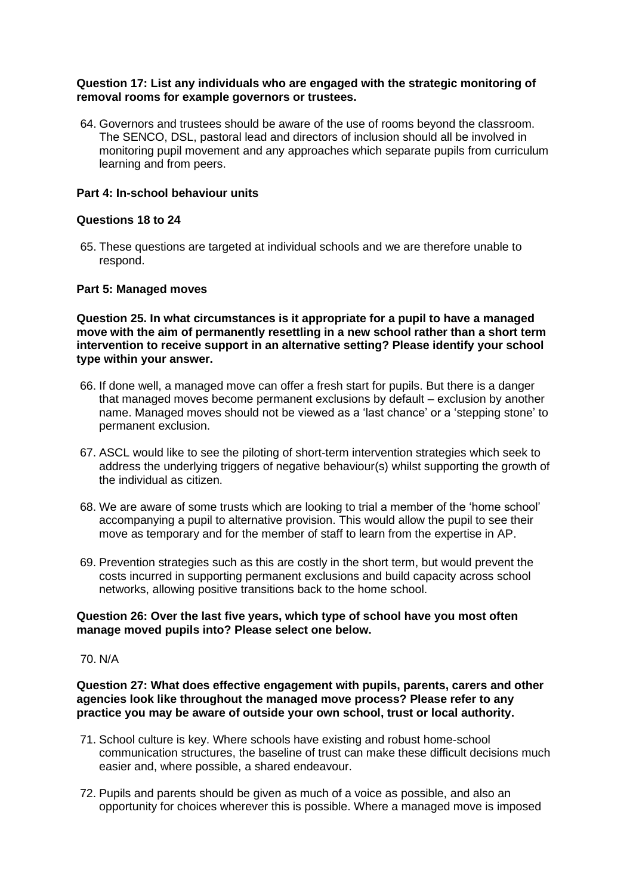**Question 17: List any individuals who are engaged with the strategic monitoring of removal rooms for example governors or trustees.**

64. Governors and trustees should be aware of the use of rooms beyond the classroom. The SENCO, DSL, pastoral lead and directors of inclusion should all be involved in monitoring pupil movement and any approaches which separate pupils from curriculum learning and from peers.

**Part 4: In-school behaviour units**

**Questions 18 to 24**

65. These questions are targeted at individual schools and we are therefore unable to respond.

**Part 5: Managed moves**

**Question 25. In what circumstances is it appropriate for a pupil to have a managed move with the aim of permanently resettling in a new school rather than a short term intervention to receive support in an alternative setting? Please identify your school type within your answer.**

66. If done well, a managed move can offer a fresh start for pupils. But there is a danger that managed moves become permanent exclusions by default – exclusion by another name. Managed moves should not be viewed as a 'last chance' or a 'stepping stone' to permanent exclusion.

67. ASCL would like to see the piloting of short-term intervention strategies which seek to address the underlying triggers of negative behaviour(s) whilst supporting the growth of the individual as citizen.

68. We are aware of some trusts which are looking to trial a member of the 'home school' accompanying a pupil to alternative provision. This would allow the pupil to see their move as temporary and for the member of staff to learn from the expertise in AP.

69. Prevention strategies such as this are costly in the short term, but would prevent the costs incurred in supporting permanent exclusions and build capacity across school networks, allowing positive transitions back to the home school.

**Question 26: Over the last five years, which type of school have you most often manage moved pupils into? Please select one below.**

70. N/A

**Question 27: What does effective engagement with pupils, parents, carers and other agencies look like throughout the managed move process? Please refer to any practice you may be aware of outside your own school, trust or local authority.**

71. School culture is key. Where schools have existing and robust home-school communication structures, the baseline of trust can make these difficult decisions much easier and, where possible, a shared endeavour.

72. Pupils and parents should be given as much of a voice as possible, and also an opportunity for choices wherever this is possible. Where a managed move is imposed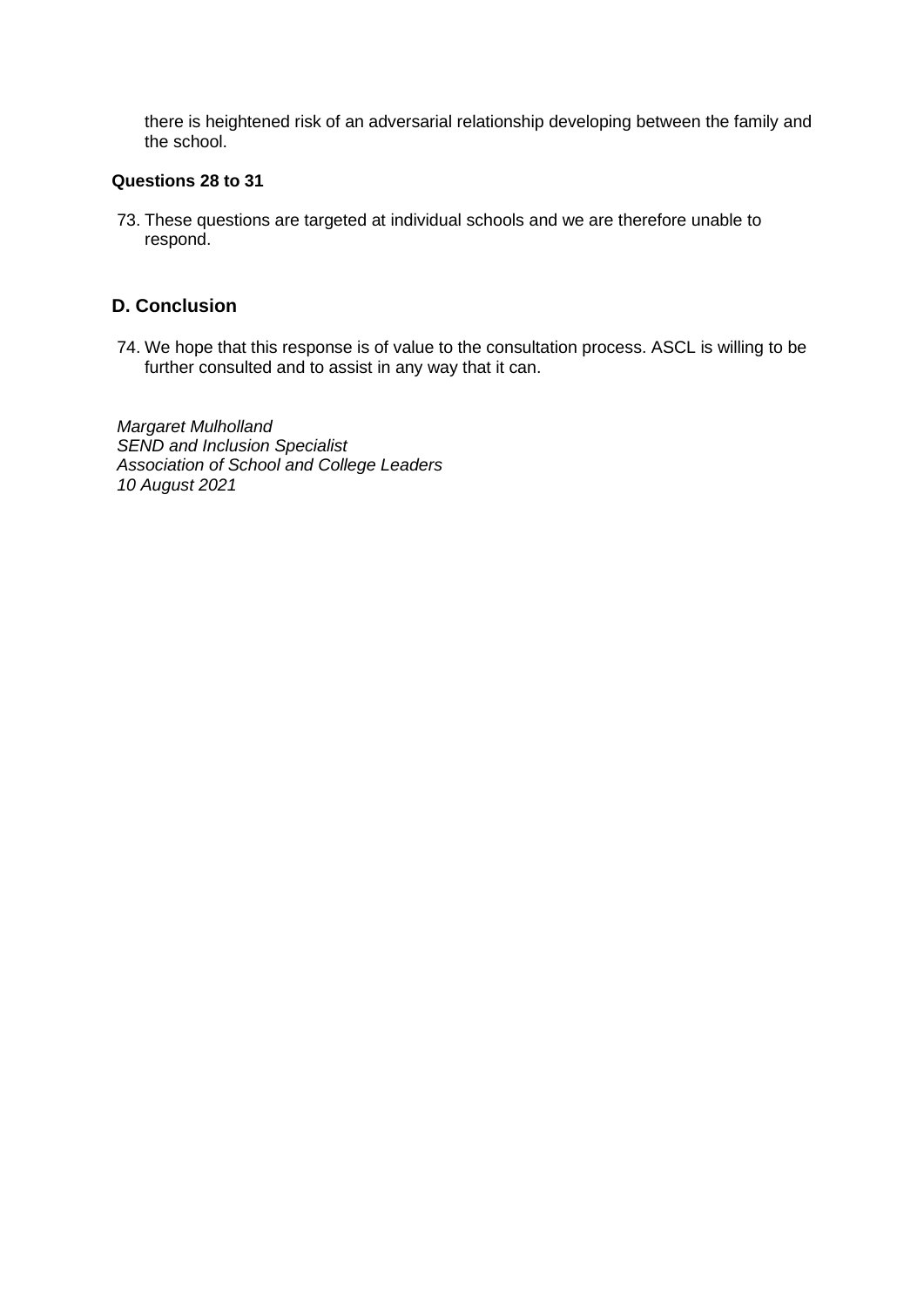there is heightened risk of an adversarial relationship developing between the family and the school.

**Questions 28 to 31**

73. These questions are targeted at individual schools and we are therefore unable to respond.

## D. Conclusion

74. We hope that this response is of value to the consultation process. ASCL is willing to be further consulted and to assist in any way that it can.

*Margaret Mulholland*
*SEND and Inclusion Specialist*
*Association of School and College Leaders*
*10 August 2021*